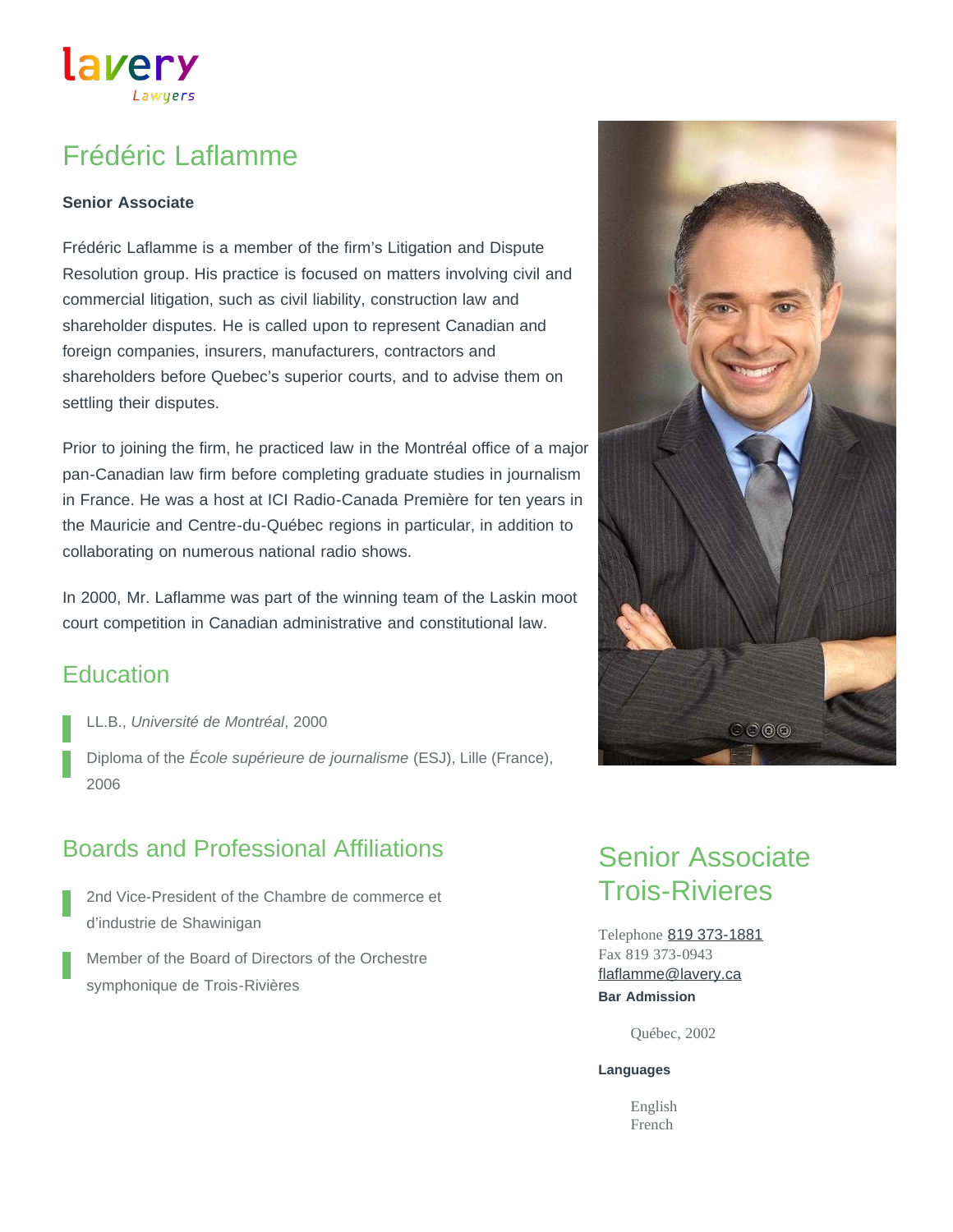lavery
Lawyers

# Frédéric Laflamme

**Senior Associate**

Frédéric Laflamme is a member of the firm's Litigation and Dispute Resolution group. His practice is focused on matters involving civil and commercial litigation, such as civil liability, construction law and shareholder disputes. He is called upon to represent Canadian and foreign companies, insurers, manufacturers, contractors and shareholders before Quebec's superior courts, and to advise them on settling their disputes.

Prior to joining the firm, he practiced law in the Montréal office of a major pan-Canadian law firm before completing graduate studies in journalism in France. He was a host at ICI Radio-Canada Première for ten years in the Mauricie and Centre-du-Québec regions in particular, in addition to collaborating on numerous national radio shows.

In 2000, Mr. Laflamme was part of the winning team of the Laskin moot court competition in Canadian administrative and constitutional law.

## Education

- LL.B., *Université de Montréal*, 2000
- Diploma of the *École supérieure de journalisme* (ESJ), Lille (France), 2006

## Boards and Professional Affiliations

- 2nd Vice-President of the Chambre de commerce et d'industrie de Shawinigan
- Member of the Board of Directors of the Orchestre symphonique de Trois-Rivières

## Senior Associate Trois-Rivieres

Telephone 819 373-1881
Fax 819 373-0943
flaflamme@lavery.ca

**Bar Admission**

Québec, 2002

**Languages**

English
French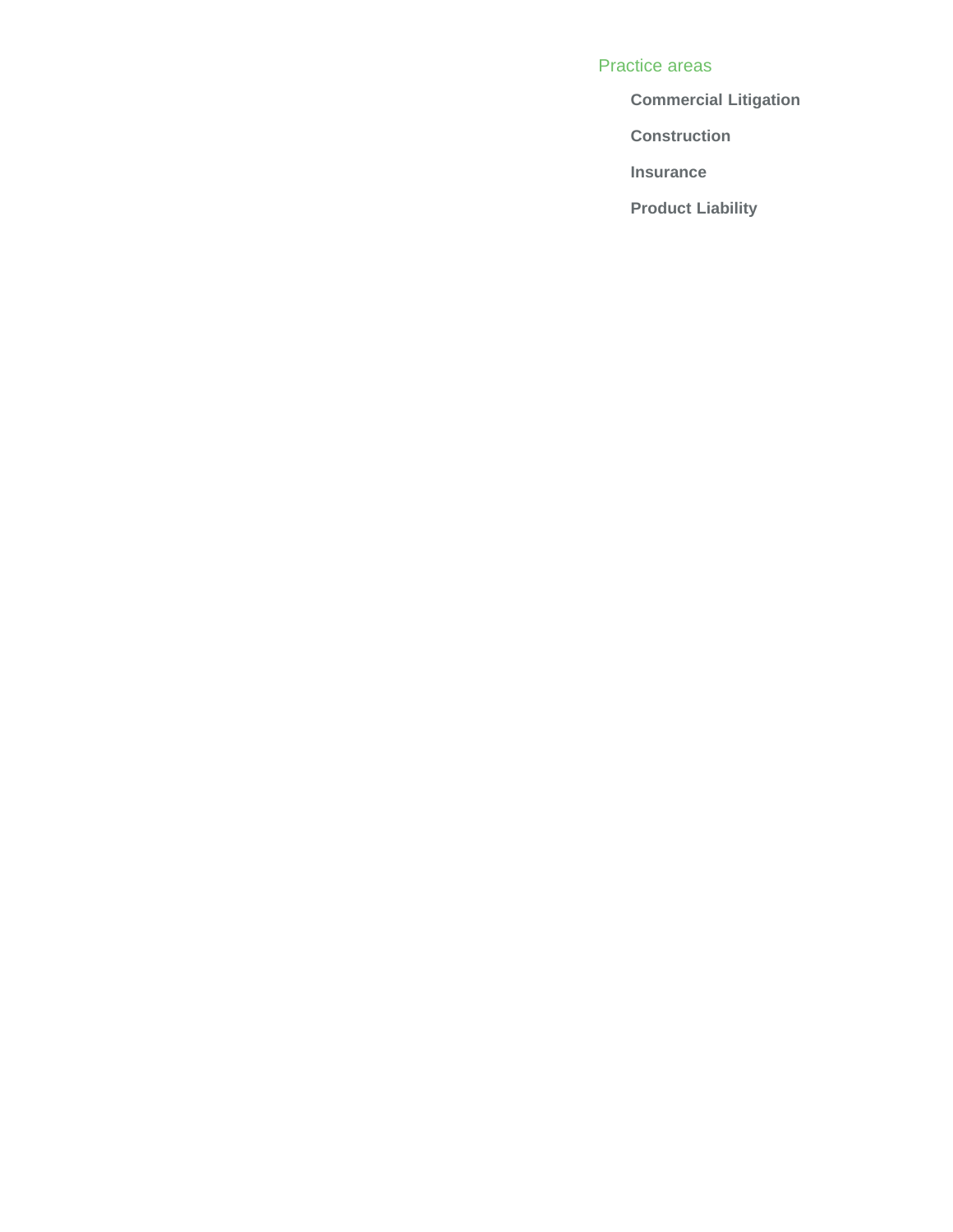## Practice areas

- **Commercial Litigation**
- **Construction**
- **Insurance**
- **Product Liability**